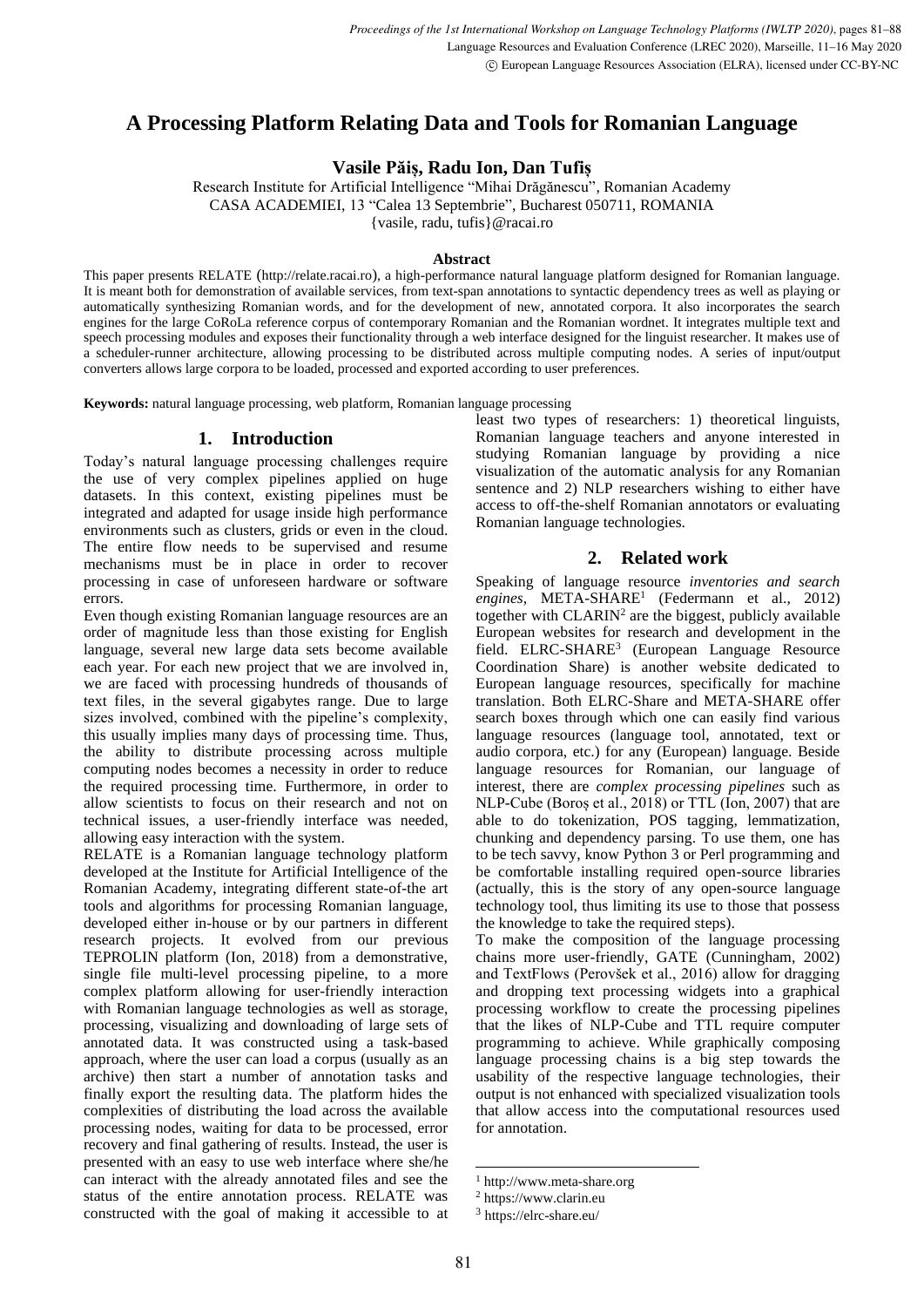# A Processing Platform Relating Data and Tools for Romanian Language

**Vasile Păiș, Radu Ion, Dan Tufiș**

Research Institute for Artificial Intelligence "Mihai Drăgănescu", Romanian Academy
CASA ACADEMIEI, 13 "Calea 13 Septembrie", Bucharest 050711, ROMANIA
{vasile, radu, tufis}@racai.ro

### Abstract

This paper presents RELATE (http://relate.racai.ro), a high-performance natural language platform designed for Romanian language. It is meant both for demonstration of available services, from text-span annotations to syntactic dependency trees as well as playing or automatically synthesizing Romanian words, and for the development of new, annotated corpora. It also incorporates the search engines for the large CoRoLa reference corpus of contemporary Romanian and the Romanian wordnet. It integrates multiple text and speech processing modules and exposes their functionality through a web interface designed for the linguist researcher. It makes use of a scheduler-runner architecture, allowing processing to be distributed across multiple computing nodes. A series of input/output converters allows large corpora to be loaded, processed and exported according to user preferences.

**Keywords:** natural language processing, web platform, Romanian language processing

## 1. Introduction

Today's natural language processing challenges require the use of very complex pipelines applied on huge datasets. In this context, existing pipelines must be integrated and adapted for usage inside high performance environments such as clusters, grids or even in the cloud. The entire flow needs to be supervised and resume mechanisms must be in place in order to recover processing in case of unforeseen hardware or software errors.

Even though existing Romanian language resources are an order of magnitude less than those existing for English language, several new large data sets become available each year. For each new project that we are involved in, we are faced with processing hundreds of thousands of text files, in the several gigabytes range. Due to large sizes involved, combined with the pipeline's complexity, this usually implies many days of processing time. Thus, the ability to distribute processing across multiple computing nodes becomes a necessity in order to reduce the required processing time. Furthermore, in order to allow scientists to focus on their research and not on technical issues, a user-friendly interface was needed, allowing easy interaction with the system.

RELATE is a Romanian language technology platform developed at the Institute for Artificial Intelligence of the Romanian Academy, integrating different state-of-the art tools and algorithms for processing Romanian language, developed either in-house or by our partners in different research projects. It evolved from our previous TEPROLIN platform (Ion, 2018) from a demonstrative, single file multi-level processing pipeline, to a more complex platform allowing for user-friendly interaction with Romanian language technologies as well as storage, processing, visualizing and downloading of large sets of annotated data. It was constructed using a task-based approach, where the user can load a corpus (usually as an archive) then start a number of annotation tasks and finally export the resulting data. The platform hides the complexities of distributing the load across the available processing nodes, waiting for data to be processed, error recovery and final gathering of results. Instead, the user is presented with an easy to use web interface where she/he can interact with the already annotated files and see the status of the entire annotation process. RELATE was constructed with the goal of making it accessible to at least two types of researchers: 1) theoretical linguists, Romanian language teachers and anyone interested in studying Romanian language by providing a nice visualization of the automatic analysis for any Romanian sentence and 2) NLP researchers wishing to either have access to off-the-shelf Romanian annotators or evaluating Romanian language technologies.

## 2. Related work

Speaking of language resource *inventories and search engines*, META-SHARE[1] (Federmann et al., 2012) together with CLARIN[2] are the biggest, publicly available European websites for research and development in the field. ELRC-SHARE[3] (European Language Resource Coordination Share) is another website dedicated to European language resources, specifically for machine translation. Both ELRC-Share and META-SHARE offer search boxes through which one can easily find various language resources (language tool, annotated, text or audio corpora, etc.) for any (European) language. Beside language resources for Romanian, our language of interest, there are *complex processing pipelines* such as NLP-Cube (Boroș et al., 2018) or TTL (Ion, 2007) that are able to do tokenization, POS tagging, lemmatization, chunking and dependency parsing. To use them, one has to be tech savvy, know Python 3 or Perl programming and be comfortable installing required open-source libraries (actually, this is the story of any open-source language technology tool, thus limiting its use to those that possess the knowledge to take the required steps).

To make the composition of the language processing chains more user-friendly, GATE (Cunningham, 2002) and TextFlows (Perovšek et al., 2016) allow for dragging and dropping text processing widgets into a graphical processing workflow to create the processing pipelines that the likes of NLP-Cube and TTL require computer programming to achieve. While graphically composing language processing chains is a big step towards the usability of the respective language technologies, their output is not enhanced with specialized visualization tools that allow access into the computational resources used for annotation.

[1] http://www.meta-share.org
[2] https://www.clarin.eu
[3] https://elrc-share.eu/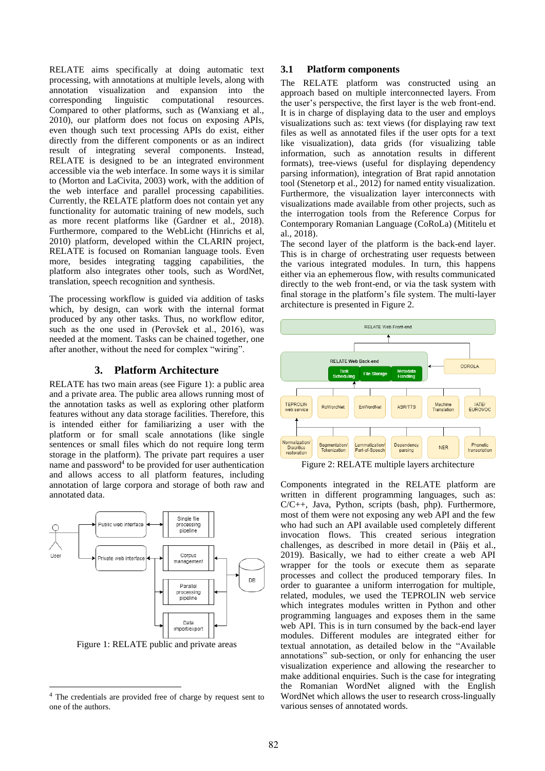RELATE aims specifically at doing automatic text processing, with annotations at multiple levels, along with annotation visualization and expansion into the corresponding linguistic computational resources. Compared to other platforms, such as (Wanxiang et al., 2010), our platform does not focus on exposing APIs, even though such text processing APIs do exist, either directly from the different components or as an indirect result of integrating several components. Instead, RELATE is designed to be an integrated environment accessible via the web interface. In some ways it is similar to (Morton and LaCivita, 2003) work, with the addition of the web interface and parallel processing capabilities. Currently, the RELATE platform does not contain yet any functionality for automatic training of new models, such as more recent platforms like (Gardner et al., 2018). Furthermore, compared to the WebLicht (Hinrichs et al, 2010) platform, developed within the CLARIN project, RELATE is focused on Romanian language tools. Even more, besides integrating tagging capabilities, the platform also integrates other tools, such as WordNet, translation, speech recognition and synthesis.

The processing workflow is guided via addition of tasks which, by design, can work with the internal format produced by any other tasks. Thus, no workflow editor, such as the one used in (Perovšek et al., 2016), was needed at the moment. Tasks can be chained together, one after another, without the need for complex "wiring".

## 3. Platform Architecture

RELATE has two main areas (see Figure 1): a public area and a private area. The public area allows running most of the annotation tasks as well as exploring other platform features without any data storage facilities. Therefore, this is intended either for familiarizing a user with the platform or for small scale annotations (like single sentences or small files which do not require long term storage in the platform). The private part requires a user name and password[4] to be provided for user authentication and allows access to all platform features, including annotation of large corpora and storage of both raw and annotated data.

User
Public web interface
Private web interface
Single file processing pipeline
Corpus management
Parallel processing pipeline
Data import/export
DB

Figure 1: RELATE public and private areas

[4] The credentials are provided free of charge by request sent to one of the authors.

### 3.1 Platform components

The RELATE platform was constructed using an approach based on multiple interconnected layers. From the user's perspective, the first layer is the web front-end. It is in charge of displaying data to the user and employs visualizations such as: text views (for displaying raw text files as well as annotated files if the user opts for a text like visualization), data grids (for visualizing table information, such as annotation results in different formats), tree-views (useful for displaying dependency parsing information), integration of Brat rapid annotation tool (Stenetorp et al., 2012) for named entity visualization. Furthermore, the visualization layer interconnects with visualizations made available from other projects, such as the interrogation tools from the Reference Corpus for Contemporary Romanian Language (CoRoLa) (Mititelu et al., 2018).

The second layer of the platform is the back-end layer. This is in charge of orchestrating user requests between the various integrated modules. In turn, this happens either via an ephemerous flow, with results communicated directly to the web front-end, or via the task system with final storage in the platform's file system. The multi-layer architecture is presented in Figure 2.

RELATE Web Front-end
RELATE Web Back-end
Task Scheduling
File Storage
Metadata Handling
COROLA
TEPROLIN web service
RoWordNet
EnWordNet
ASR/TTS
Machine Translation
IATE/ EUROVOC
Normalization/ Diacritics restoration
Segmentation/ Tokenization
Lemmatization/ Part-of-Speech
Dependency parsing
NER
Phonetic transcription

Figure 2: RELATE multiple layers architecture

Components integrated in the RELATE platform are written in different programming languages, such as: C/C++, Java, Python, scripts (bash, php). Furthermore, most of them were not exposing any web API and the few who had such an API available used completely different invocation flows. This created serious integration challenges, as described in more detail in (Păiș et al., 2019). Basically, we had to either create a web API wrapper for the tools or execute them as separate processes and collect the produced temporary files. In order to guarantee a uniform interrogation for multiple, related, modules, we used the TEPROLIN web service which integrates modules written in Python and other programming languages and exposes them in the same web API. This is in turn consumed by the back-end layer modules. Different modules are integrated either for textual annotation, as detailed below in the "Available annotations" sub-section, or only for enhancing the user visualization experience and allowing the researcher to make additional enquiries. Such is the case for integrating the Romanian WordNet aligned with the English WordNet which allows the user to research cross-lingually various senses of annotated words.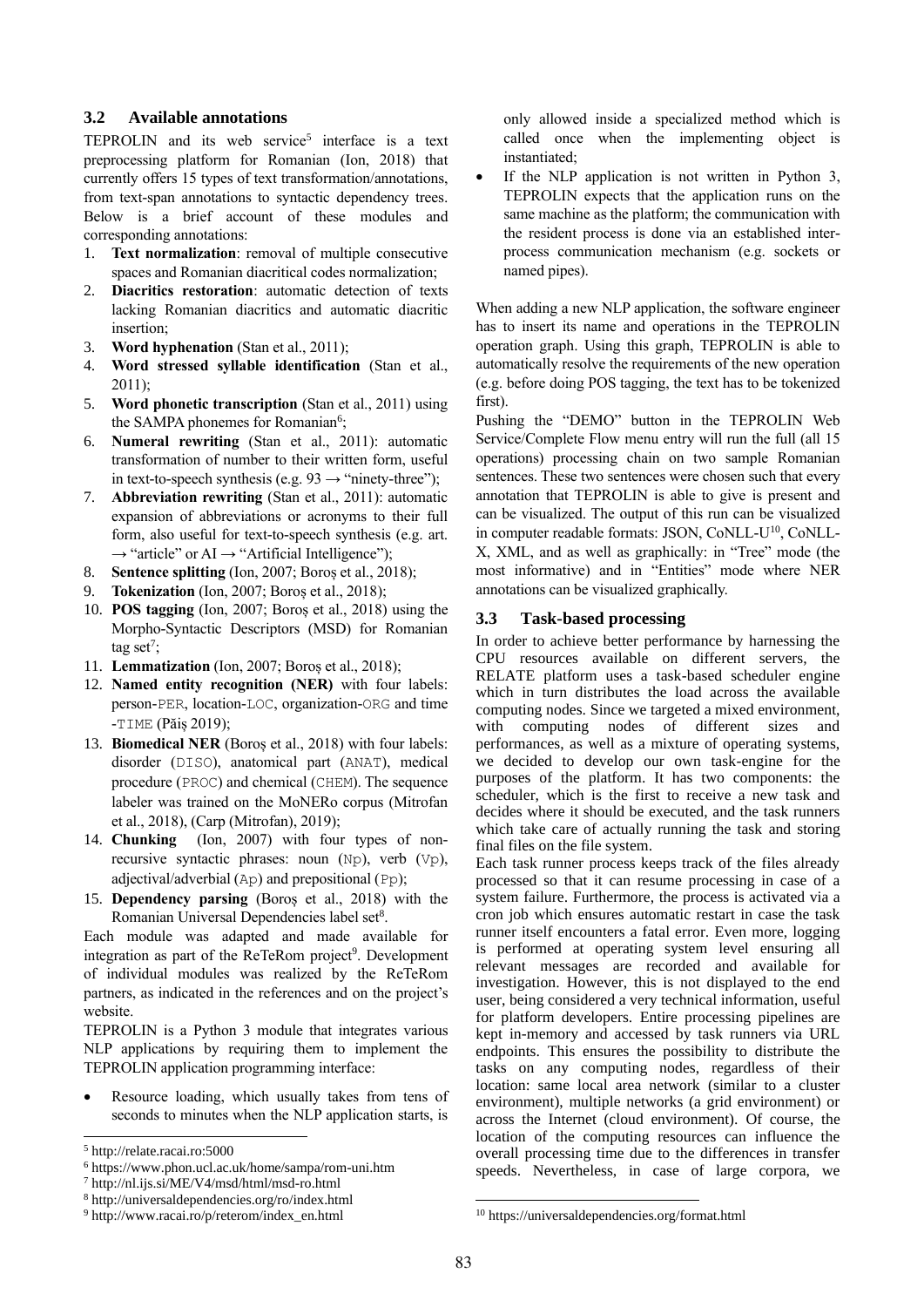### 3.2 Available annotations

TEPROLIN and its web service[5] interface is a text preprocessing platform for Romanian (Ion, 2018) that currently offers 15 types of text transformation/annotations, from text-span annotations to syntactic dependency trees. Below is a brief account of these modules and corresponding annotations:

1. **Text normalization**: removal of multiple consecutive spaces and Romanian diacritical codes normalization;
2. **Diacritics restoration**: automatic detection of texts lacking Romanian diacritics and automatic diacritic insertion;
3. **Word hyphenation** (Stan et al., 2011);
4. **Word stressed syllable identification** (Stan et al., 2011);
5. **Word phonetic transcription** (Stan et al., 2011) using the SAMPA phonemes for Romanian[6];
6. **Numeral rewriting** (Stan et al., 2011): automatic transformation of number to their written form, useful in text-to-speech synthesis (e.g. 93 → "ninety-three");
7. **Abbreviation rewriting** (Stan et al., 2011): automatic expansion of abbreviations or acronyms to their full form, also useful for text-to-speech synthesis (e.g. art. → "article" or AI → "Artificial Intelligence");
8. **Sentence splitting** (Ion, 2007; Boroș et al., 2018);
9. **Tokenization** (Ion, 2007; Boroș et al., 2018);
10. **POS tagging** (Ion, 2007; Boroș et al., 2018) using the Morpho-Syntactic Descriptors (MSD) for Romanian tag set[7];
11. **Lemmatization** (Ion, 2007; Boroș et al., 2018);
12. **Named entity recognition (NER)** with four labels: person-`PER`, location-`LOC`, organization-`ORG` and time -`TIME` (Păiș 2019);
13. **Biomedical NER** (Boroș et al., 2018) with four labels: disorder (`DISO`), anatomical part (`ANAT`), medical procedure (`PROC`) and chemical (`CHEM`). The sequence labeler was trained on the MoNERo corpus (Mitrofan et al., 2018), (Carp (Mitrofan), 2019);
14. **Chunking** (Ion, 2007) with four types of non-recursive syntactic phrases: noun (`Np`), verb (`Vp`), adjectival/adverbial (`Ap`) and prepositional (`Pp`);
15. **Dependency parsing** (Boroș et al., 2018) with the Romanian Universal Dependencies label set[8].

Each module was adapted and made available for integration as part of the ReTeRom project[9]. Development of individual modules was realized by the ReTeRom partners, as indicated in the references and on the project's website.

TEPROLIN is a Python 3 module that integrates various NLP applications by requiring them to implement the TEPROLIN application programming interface:

- Resource loading, which usually takes from tens of seconds to minutes when the NLP application starts, is only allowed inside a specialized method which is called once when the implementing object is instantiated;
- If the NLP application is not written in Python 3, TEPROLIN expects that the application runs on the same machine as the platform; the communication with the resident process is done via an established inter-process communication mechanism (e.g. sockets or named pipes).

When adding a new NLP application, the software engineer has to insert its name and operations in the TEPROLIN operation graph. Using this graph, TEPROLIN is able to automatically resolve the requirements of the new operation (e.g. before doing POS tagging, the text has to be tokenized first).

Pushing the "DEMO" button in the TEPROLIN Web Service/Complete Flow menu entry will run the full (all 15 operations) processing chain on two sample Romanian sentences. These two sentences were chosen such that every annotation that TEPROLIN is able to give is present and can be visualized. The output of this run can be visualized in computer readable formats: JSON, CoNLL-U[10], CoNLL-X, XML, and as well as graphically: in "Tree" mode (the most informative) and in "Entities" mode where NER annotations can be visualized graphically.

### 3.3 Task-based processing

In order to achieve better performance by harnessing the CPU resources available on different servers, the RELATE platform uses a task-based scheduler engine which in turn distributes the load across the available computing nodes. Since we targeted a mixed environment, with computing nodes of different sizes and performances, as well as a mixture of operating systems, we decided to develop our own task-engine for the purposes of the platform. It has two components: the scheduler, which is the first to receive a new task and decides where it should be executed, and the task runners which take care of actually running the task and storing final files on the file system.

Each task runner process keeps track of the files already processed so that it can resume processing in case of a system failure. Furthermore, the process is activated via a cron job which ensures automatic restart in case the task runner itself encounters a fatal error. Even more, logging is performed at operating system level ensuring all relevant messages are recorded and available for investigation. However, this is not displayed to the end user, being considered a very technical information, useful for platform developers. Entire processing pipelines are kept in-memory and accessed by task runners via URL endpoints. This ensures the possibility to distribute the tasks on any computing nodes, regardless of their location: same local area network (similar to a cluster environment), multiple networks (a grid environment) or across the Internet (cloud environment). Of course, the location of the computing resources can influence the overall processing time due to the differences in transfer speeds. Nevertheless, in case of large corpora, we

---

[5] http://relate.racai.ro:5000

[6] https://www.phon.ucl.ac.uk/home/sampa/rom-uni.htm

[7] http://nl.ijs.si/ME/V4/msd/html/msd-ro.html

[8] http://universaldependencies.org/ro/index.html

[9] http://www.racai.ro/p/reterom/index_en.html

[10] https://universaldependencies.org/format.html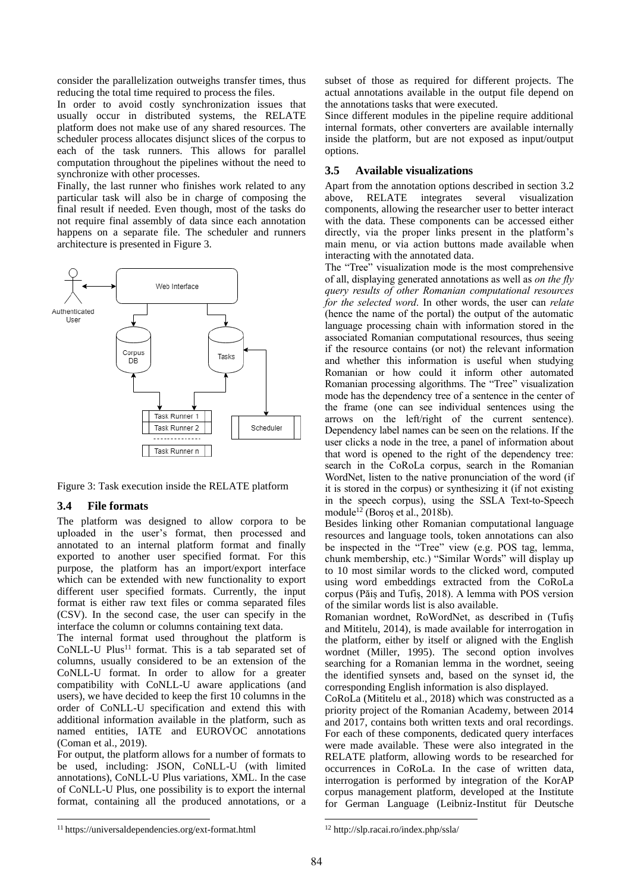consider the parallelization outweighs transfer times, thus reducing the total time required to process the files.

In order to avoid costly synchronization issues that usually occur in distributed systems, the RELATE platform does not make use of any shared resources. The scheduler process allocates disjunct slices of the corpus to each of the task runners. This allows for parallel computation throughout the pipelines without the need to synchronize with other processes.

Finally, the last runner who finishes work related to any particular task will also be in charge of composing the final result if needed. Even though, most of the tasks do not require final assembly of data since each annotation happens on a separate file. The scheduler and runners architecture is presented in Figure 3.

Authenticated User

Web Interface

Corpus DB

Tasks

Task Runner 1

Task Runner 2

Task Runner n

Scheduler

Figure 3: Task execution inside the RELATE platform

## 3.4 File formats

The platform was designed to allow corpora to be uploaded in the user's format, then processed and annotated to an internal platform format and finally exported to another user specified format. For this purpose, the platform has an import/export interface which can be extended with new functionality to export different user specified formats. Currently, the input format is either raw text files or comma separated files (CSV). In the second case, the user can specify in the interface the column or columns containing text data.

The internal format used throughout the platform is CoNLL-U Plus[11] format. This is a tab separated set of columns, usually considered to be an extension of the CoNLL-U format. In order to allow for a greater compatibility with CoNLL-U aware applications (and users), we have decided to keep the first 10 columns in the order of CoNLL-U specification and extend this with additional information available in the platform, such as named entities, IATE and EUROVOC annotations (Coman et al., 2019).

For output, the platform allows for a number of formats to be used, including: JSON, CoNLL-U (with limited annotations), CoNLL-U Plus variations, XML. In the case of CoNLL-U Plus, one possibility is to export the internal format, containing all the produced annotations, or a subset of those as required for different projects. The actual annotations available in the output file depend on the annotations tasks that were executed.

Since different modules in the pipeline require additional internal formats, other converters are available internally inside the platform, but are not exposed as input/output options.

## 3.5 Available visualizations

Apart from the annotation options described in section 3.2 above, RELATE integrates several visualization components, allowing the researcher user to better interact with the data. These components can be accessed either directly, via the proper links present in the platform's main menu, or via action buttons made available when interacting with the annotated data.

The "Tree" visualization mode is the most comprehensive of all, displaying generated annotations as well as *on the fly query results of other Romanian computational resources for the selected word*. In other words, the user can *relate* (hence the name of the portal) the output of the automatic language processing chain with information stored in the associated Romanian computational resources, thus seeing if the resource contains (or not) the relevant information and whether this information is useful when studying Romanian or how could it inform other automated Romanian processing algorithms. The "Tree" visualization mode has the dependency tree of a sentence in the center of the frame (one can see individual sentences using the arrows on the left/right of the current sentence). Dependency label names can be seen on the relations. If the user clicks a node in the tree, a panel of information about that word is opened to the right of the dependency tree: search in the CoRoLa corpus, search in the Romanian WordNet, listen to the native pronunciation of the word (if it is stored in the corpus) or synthesizing it (if not existing in the speech corpus), using the SSLA Text-to-Speech module[12] (Boroș et al., 2018b).

Besides linking other Romanian computational language resources and language tools, token annotations can also be inspected in the "Tree" view (e.g. POS tag, lemma, chunk membership, etc.) "Similar Words" will display up to 10 most similar words to the clicked word, computed using word embeddings extracted from the CoRoLa corpus (Păiș and Tufiș, 2018). A lemma with POS version of the similar words list is also available.

Romanian wordnet, RoWordNet, as described in (Tufiș and Mititelu, 2014), is made available for interrogation in the platform, either by itself or aligned with the English wordnet (Miller, 1995). The second option involves searching for a Romanian lemma in the wordnet, seeing the identified synsets and, based on the synset id, the corresponding English information is also displayed.

CoRoLa (Mititelu et al., 2018) which was constructed as a priority project of the Romanian Academy, between 2014 and 2017, contains both written texts and oral recordings. For each of these components, dedicated query interfaces were made available. These were also integrated in the RELATE platform, allowing words to be researched for occurrences in CoRoLa. In the case of written data, interrogation is performed by integration of the KorAP corpus management platform, developed at the Institute for German Language (Leibniz-Institut für Deutsche

[11] https://universaldependencies.org/ext-format.html

[12] http://slp.racai.ro/index.php/ssla/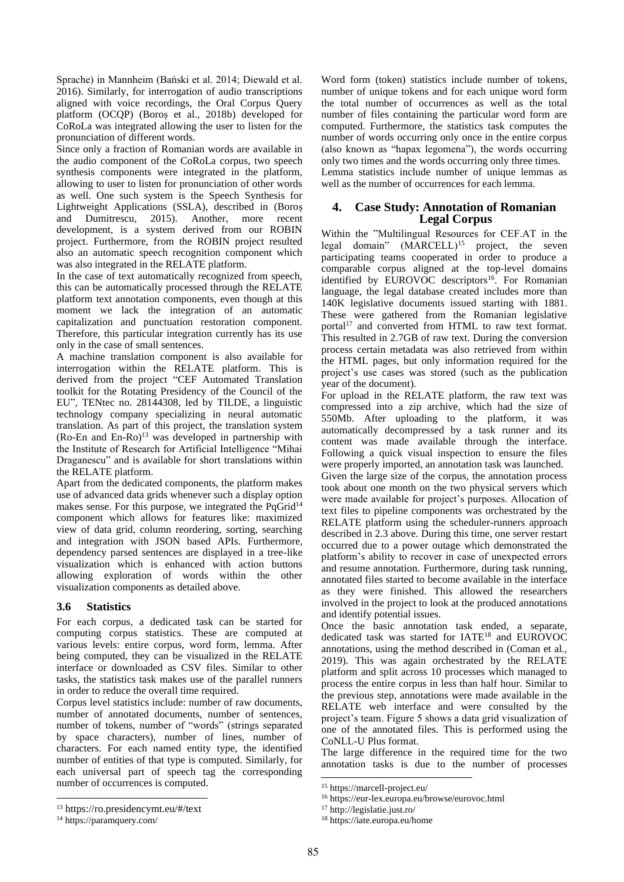Sprache) in Mannheim (Bański et al. 2014; Diewald et al. 2016). Similarly, for interrogation of audio transcriptions aligned with voice recordings, the Oral Corpus Query platform (OCQP) (Boroș et al., 2018b) developed for CoRoLa was integrated allowing the user to listen for the pronunciation of different words.

Since only a fraction of Romanian words are available in the audio component of the CoRoLa corpus, two speech synthesis components were integrated in the platform, allowing to user to listen for pronunciation of other words as well. One such system is the Speech Synthesis for Lightweight Applications (SSLA), described in (Boroș and Dumitrescu, 2015). Another, more recent development, is a system derived from our ROBIN project. Furthermore, from the ROBIN project resulted also an automatic speech recognition component which was also integrated in the RELATE platform.

In the case of text automatically recognized from speech, this can be automatically processed through the RELATE platform text annotation components, even though at this moment we lack the integration of an automatic capitalization and punctuation restoration component. Therefore, this particular integration currently has its use only in the case of small sentences.

A machine translation component is also available for interrogation within the RELATE platform. This is derived from the project "CEF Automated Translation toolkit for the Rotating Presidency of the Council of the EU", TENtec no. 28144308, led by TILDE, a linguistic technology company specializing in neural automatic translation. As part of this project, the translation system (Ro-En and En-Ro)[13] was developed in partnership with the Institute of Research for Artificial Intelligence "Mihai Draganescu" and is available for short translations within the RELATE platform.

Apart from the dedicated components, the platform makes use of advanced data grids whenever such a display option makes sense. For this purpose, we integrated the PqGrid[14] component which allows for features like: maximized view of data grid, column reordering, sorting, searching and integration with JSON based APIs. Furthermore, dependency parsed sentences are displayed in a tree-like visualization which is enhanced with action buttons allowing exploration of words within the other visualization components as detailed above.

### 3.6 Statistics

For each corpus, a dedicated task can be started for computing corpus statistics. These are computed at various levels: entire corpus, word form, lemma. After being computed, they can be visualized in the RELATE interface or downloaded as CSV files. Similar to other tasks, the statistics task makes use of the parallel runners in order to reduce the overall time required.

Corpus level statistics include: number of raw documents, number of annotated documents, number of sentences, number of tokens, number of "words" (strings separated by space characters), number of lines, number of characters. For each named entity type, the identified number of entities of that type is computed. Similarly, for each universal part of speech tag the corresponding number of occurrences is computed.

Word form (token) statistics include number of tokens, number of unique tokens and for each unique word form the total number of occurrences as well as the total number of files containing the particular word form are computed. Furthermore, the statistics task computes the number of words occurring only once in the entire corpus (also known as "hapax legomena"), the words occurring only two times and the words occurring only three times.

Lemma statistics include number of unique lemmas as well as the number of occurrences for each lemma.

## 4. Case Study: Annotation of Romanian Legal Corpus

Within the "Multilingual Resources for CEF.AT in the legal domain" (MARCELL)[15] project, the seven participating teams cooperated in order to produce a comparable corpus aligned at the top-level domains identified by EUROVOC descriptors[16]. For Romanian language, the legal database created includes more than 140K legislative documents issued starting with 1881. These were gathered from the Romanian legislative portal[17] and converted from HTML to raw text format. This resulted in 2.7GB of raw text. During the conversion process certain metadata was also retrieved from within the HTML pages, but only information required for the project's use cases was stored (such as the publication year of the document).

For upload in the RELATE platform, the raw text was compressed into a zip archive, which had the size of 550Mb. After uploading to the platform, it was automatically decompressed by a task runner and its content was made available through the interface. Following a quick visual inspection to ensure the files were properly imported, an annotation task was launched.

Given the large size of the corpus, the annotation process took about one month on the two physical servers which were made available for project's purposes. Allocation of text files to pipeline components was orchestrated by the RELATE platform using the scheduler-runners approach described in 2.3 above. During this time, one server restart occurred due to a power outage which demonstrated the platform's ability to recover in case of unexpected errors and resume annotation. Furthermore, during task running, annotated files started to become available in the interface as they were finished. This allowed the researchers involved in the project to look at the produced annotations and identify potential issues.

Once the basic annotation task ended, a separate, dedicated task was started for IATE[18] and EUROVOC annotations, using the method described in (Coman et al., 2019). This was again orchestrated by the RELATE platform and split across 10 processes which managed to process the entire corpus in less than half hour. Similar to the previous step, annotations were made available in the RELATE web interface and were consulted by the project's team. Figure 5 shows a data grid visualization of one of the annotated files. This is performed using the CoNLL-U Plus format.

The large difference in the required time for the two annotation tasks is due to the number of processes

[13] https://ro.presidencymt.eu/#/text

[14] https://paramquery.com/

[15] https://marcell-project.eu/

[16] https://eur-lex.europa.eu/browse/eurovoc.html

[17] http://legislatie.just.ro/

[18] https://iate.europa.eu/home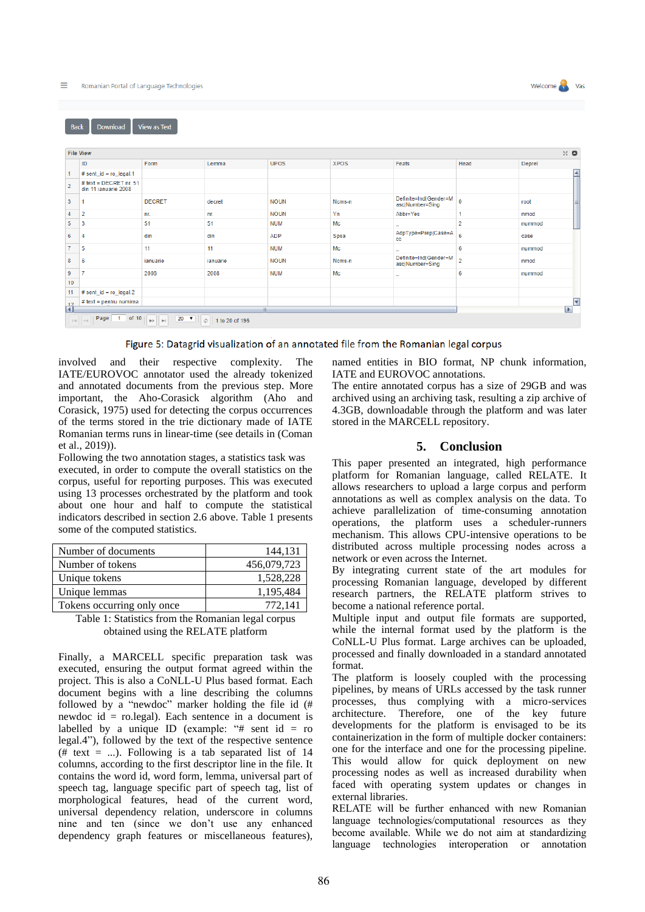Figure 5: Datagrid visualization of an annotated file from the Romanian legal corpus

involved and their respective complexity. The IATE/EUROVOC annotator used the already tokenized and annotated documents from the previous step. More important, the Aho-Corasick algorithm (Aho and Corasick, 1975) used for detecting the corpus occurrences of the terms stored in the trie dictionary made of IATE Romanian terms runs in linear-time (see details in (Coman et al., 2019)).

Following the two annotation stages, a statistics task was executed, in order to compute the overall statistics on the corpus, useful for reporting purposes. This was executed using 13 processes orchestrated by the platform and took about one hour and half to compute the statistical indicators described in section 2.6 above. Table 1 presents some of the computed statistics.

| | |
|---|---:|
| Number of documents | 144,131 |
| Number of tokens | 456,079,723 |
| Unique tokens | 1,528,228 |
| Unique lemmas | 1,195,484 |
| Tokens occurring only once | 772,141 |

Table 1: Statistics from the Romanian legal corpus obtained using the RELATE platform

Finally, a MARCELL specific preparation task was executed, ensuring the output format agreed within the project. This is also a CoNLL-U Plus based format. Each document begins with a line describing the columns followed by a "newdoc" marker holding the file id (# newdoc id = ro.legal). Each sentence in a document is labelled by a unique ID (example: "# sent id = ro legal.4"), followed by the text of the respective sentence (# text = ...). Following is a tab separated list of 14 columns, according to the first descriptor line in the file. It contains the word id, word form, lemma, universal part of speech tag, language specific part of speech tag, list of morphological features, head of the current word, universal dependency relation, underscore in columns nine and ten (since we don't use any enhanced dependency graph features or miscellaneous features), named entities in BIO format, NP chunk information, IATE and EUROVOC annotations.

The entire annotated corpus has a size of 29GB and was archived using an archiving task, resulting a zip archive of 4.3GB, downloadable through the platform and was later stored in the MARCELL repository.

## 5. Conclusion

This paper presented an integrated, high performance platform for Romanian language, called RELATE. It allows researchers to upload a large corpus and perform annotations as well as complex analysis on the data. To achieve parallelization of time-consuming annotation operations, the platform uses a scheduler-runners mechanism. This allows CPU-intensive operations to be distributed across multiple processing nodes across a network or even across the Internet.

By integrating current state of the art modules for processing Romanian language, developed by different research partners, the RELATE platform strives to become a national reference portal.

Multiple input and output file formats are supported, while the internal format used by the platform is the CoNLL-U Plus format. Large archives can be uploaded, processed and finally downloaded in a standard annotated format.

The platform is loosely coupled with the processing pipelines, by means of URLs accessed by the task runner processes, thus complying with a micro-services architecture. Therefore, one of the key future developments for the platform is envisaged to be its containerization in the form of multiple docker containers: one for the interface and one for the processing pipeline. This would allow for quick deployment on new processing nodes as well as increased durability when faced with operating system updates or changes in external libraries.

RELATE will be further enhanced with new Romanian language technologies/computational resources as they become available. While we do not aim at standardizing language technologies interoperation or annotation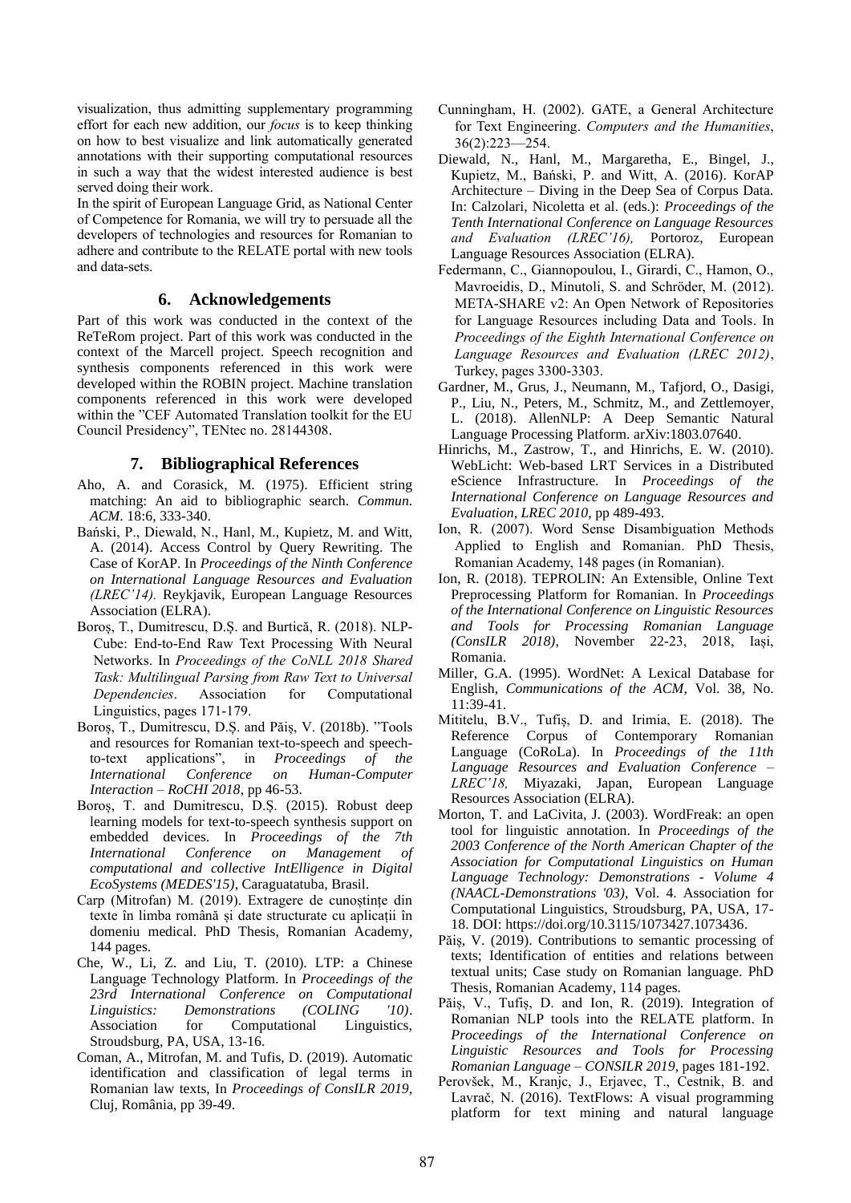visualization, thus admitting supplementary programming effort for each new addition, our *focus* is to keep thinking on how to best visualize and link automatically generated annotations with their supporting computational resources in such a way that the widest interested audience is best served doing their work.

In the spirit of European Language Grid, as National Center of Competence for Romania, we will try to persuade all the developers of technologies and resources for Romanian to adhere and contribute to the RELATE portal with new tools and data-sets.

## 6. Acknowledgements

Part of this work was conducted in the context of the ReTeRom project. Part of this work was conducted in the context of the Marcell project. Speech recognition and synthesis components referenced in this work were developed within the ROBIN project. Machine translation components referenced in this work were developed within the "CEF Automated Translation toolkit for the EU Council Presidency", TENtec no. 28144308.

## 7. Bibliographical References

Aho, A. and Corasick, M. (1975). Efficient string matching: An aid to bibliographic search. *Commun. ACM*. 18:6, 333-340.

Bański, P., Diewald, N., Hanl, M., Kupietz, M. and Witt, A. (2014). Access Control by Query Rewriting. The Case of KorAP. In *Proceedings of the Ninth Conference on International Language Resources and Evaluation (LREC'14).* Reykjavik, European Language Resources Association (ELRA).

Boroș, T., Dumitrescu, D.Ș. and Burtică, R. (2018). NLP-Cube: End-to-End Raw Text Processing With Neural Networks. In *Proceedings of the CoNLL 2018 Shared Task: Multilingual Parsing from Raw Text to Universal Dependencies*. Association for Computational Linguistics, pages 171-179.

Boroș, T., Dumitrescu, D.Ș. and Păiș, V. (2018b). "Tools and resources for Romanian text-to-speech and speech-to-text applications", in *Proceedings of the International Conference on Human-Computer Interaction – RoCHI 2018*, pp 46-53.

Boroș, T. and Dumitrescu, D.Ș. (2015). Robust deep learning models for text-to-speech synthesis support on embedded devices. In *Proceedings of the 7th International Conference on Management of computational and collective IntElligence in Digital EcoSystems (MEDES'15)*, Caraguatatuba, Brasil.

Carp (Mitrofan) M. (2019). Extragere de cunoștințe din texte în limba română și date structurate cu aplicații în domeniu medical. PhD Thesis, Romanian Academy, 144 pages.

Che, W., Li, Z. and Liu, T. (2010). LTP: a Chinese Language Technology Platform. In *Proceedings of the 23rd International Conference on Computational Linguistics: Demonstrations (COLING '10)*. Association for Computational Linguistics, Stroudsburg, PA, USA, 13-16.

Coman, A., Mitrofan, M. and Tufis, D. (2019). Automatic identification and classification of legal terms in Romanian law texts, In *Proceedings of ConsILR 2019*, Cluj, România, pp 39-49.

Cunningham, H. (2002). GATE, a General Architecture for Text Engineering. *Computers and the Humanities*, 36(2):223—254.

Diewald, N., Hanl, M., Margaretha, E., Bingel, J., Kupietz, M., Bański, P. and Witt, A. (2016). KorAP Architecture – Diving in the Deep Sea of Corpus Data. In: Calzolari, Nicoletta et al. (eds.): *Proceedings of the Tenth International Conference on Language Resources and Evaluation (LREC'16),* Portoroz, European Language Resources Association (ELRA).

Federmann, C., Giannopoulou, I., Girardi, C., Hamon, O., Mavroeidis, D., Minutoli, S. and Schröder, M. (2012). META-SHARE v2: An Open Network of Repositories for Language Resources including Data and Tools. In *Proceedings of the Eighth International Conference on Language Resources and Evaluation (LREC 2012)*, Turkey, pages 3300-3303.

Gardner, M., Grus, J., Neumann, M., Tafjord, O., Dasigi, P., Liu, N., Peters, M., Schmitz, M., and Zettlemoyer, L. (2018). AllenNLP: A Deep Semantic Natural Language Processing Platform. arXiv:1803.07640.

Hinrichs, M., Zastrow, T., and Hinrichs, E. W. (2010). WebLicht: Web-based LRT Services in a Distributed eScience Infrastructure. In *Proceedings of the International Conference on Language Resources and Evaluation, LREC 2010*, pp 489-493.

Ion, R. (2007). Word Sense Disambiguation Methods Applied to English and Romanian. PhD Thesis, Romanian Academy, 148 pages (in Romanian).

Ion, R. (2018). TEPROLIN: An Extensible, Online Text Preprocessing Platform for Romanian. In *Proceedings of the International Conference on Linguistic Resources and Tools for Processing Romanian Language (ConsILR 2018)*, November 22-23, 2018, Iași, Romania.

Miller, G.A. (1995). WordNet: A Lexical Database for English, *Communications of the ACM*, Vol. 38, No. 11:39-41.

Mititelu, B.V., Tufiș, D. and Irimia, E. (2018). The Reference Corpus of Contemporary Romanian Language (CoRoLa). In *Proceedings of the 11th Language Resources and Evaluation Conference – LREC'18,* Miyazaki, Japan, European Language Resources Association (ELRA).

Morton, T. and LaCivita, J. (2003). WordFreak: an open tool for linguistic annotation. In *Proceedings of the 2003 Conference of the North American Chapter of the Association for Computational Linguistics on Human Language Technology: Demonstrations - Volume 4 (NAACL-Demonstrations '03)*, Vol. 4. Association for Computational Linguistics, Stroudsburg, PA, USA, 17-18. DOI: https://doi.org/10.3115/1073427.1073436.

Păiș, V. (2019). Contributions to semantic processing of texts; Identification of entities and relations between textual units; Case study on Romanian language. PhD Thesis, Romanian Academy, 114 pages.

Păiș, V., Tufiș, D. and Ion, R. (2019). Integration of Romanian NLP tools into the RELATE platform. In *Proceedings of the International Conference on Linguistic Resources and Tools for Processing Romanian Language – CONSILR 2019*, pages 181-192.

Perovšek, M., Kranjc, J., Erjavec, T., Cestnik, B. and Lavrač, N. (2016). TextFlows: A visual programming platform for text mining and natural language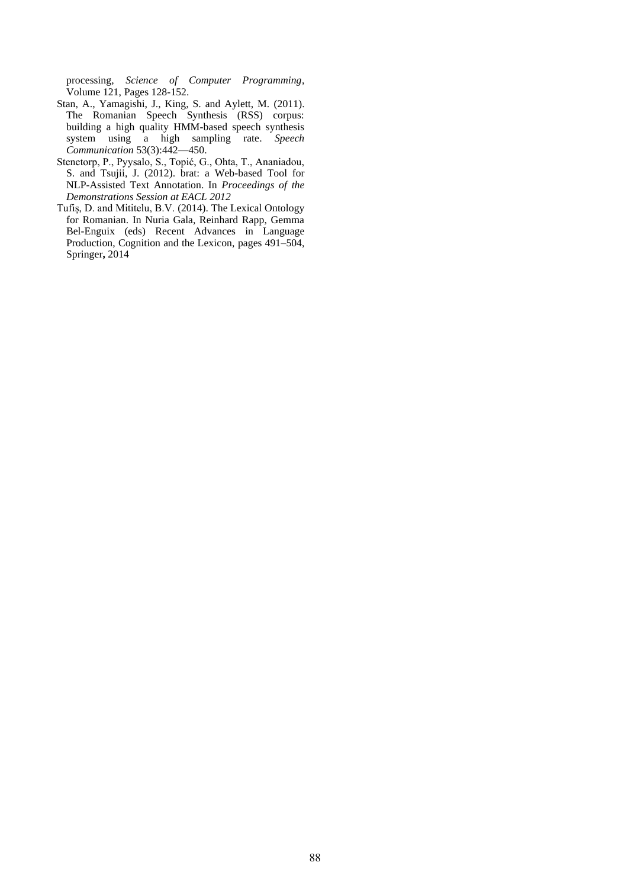processing, *Science of Computer Programming*, Volume 121, Pages 128-152.

Stan, A., Yamagishi, J., King, S. and Aylett, M. (2011). The Romanian Speech Synthesis (RSS) corpus: building a high quality HMM-based speech synthesis system using a high sampling rate. *Speech Communication* 53(3):442—450.

Stenetorp, P., Pyysalo, S., Topić, G., Ohta, T., Ananiadou, S. and Tsujii, J. (2012). brat: a Web-based Tool for NLP-Assisted Text Annotation. In *Proceedings of the Demonstrations Session at EACL 2012*

Tufiș, D. and Mititelu, B.V. (2014). The Lexical Ontology for Romanian. In Nuria Gala, Reinhard Rapp, Gemma Bel-Enguix (eds) Recent Advances in Language Production, Cognition and the Lexicon, pages 491–504, Springer**,** 2014